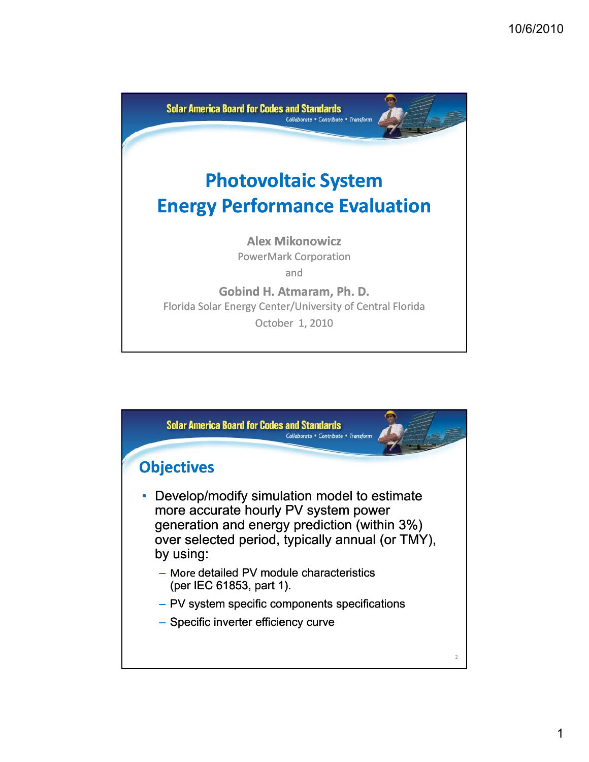Solar America Board for Codes and Standards

*Collaborate • Contribute • Transform*

# Photovoltaic System Energy Performance Evaluation

**Alex Mikonowicz**
PowerMark Corporation

and

**Gobind H. Atmaram, Ph. D.**
Florida Solar Energy Center/University of Central Florida
October 1, 2010

---

Solar America Board for Codes and Standards

*Collaborate • Contribute • Transform*

## Objectives

- Develop/modify simulation model to estimate more accurate hourly PV system power generation and energy prediction (within 3%) over selected period, typically annual (or TMY), by using:
  - More detailed PV module characteristics (per IEC 61853, part 1).
  - PV system specific components specifications
  - Specific inverter efficiency curve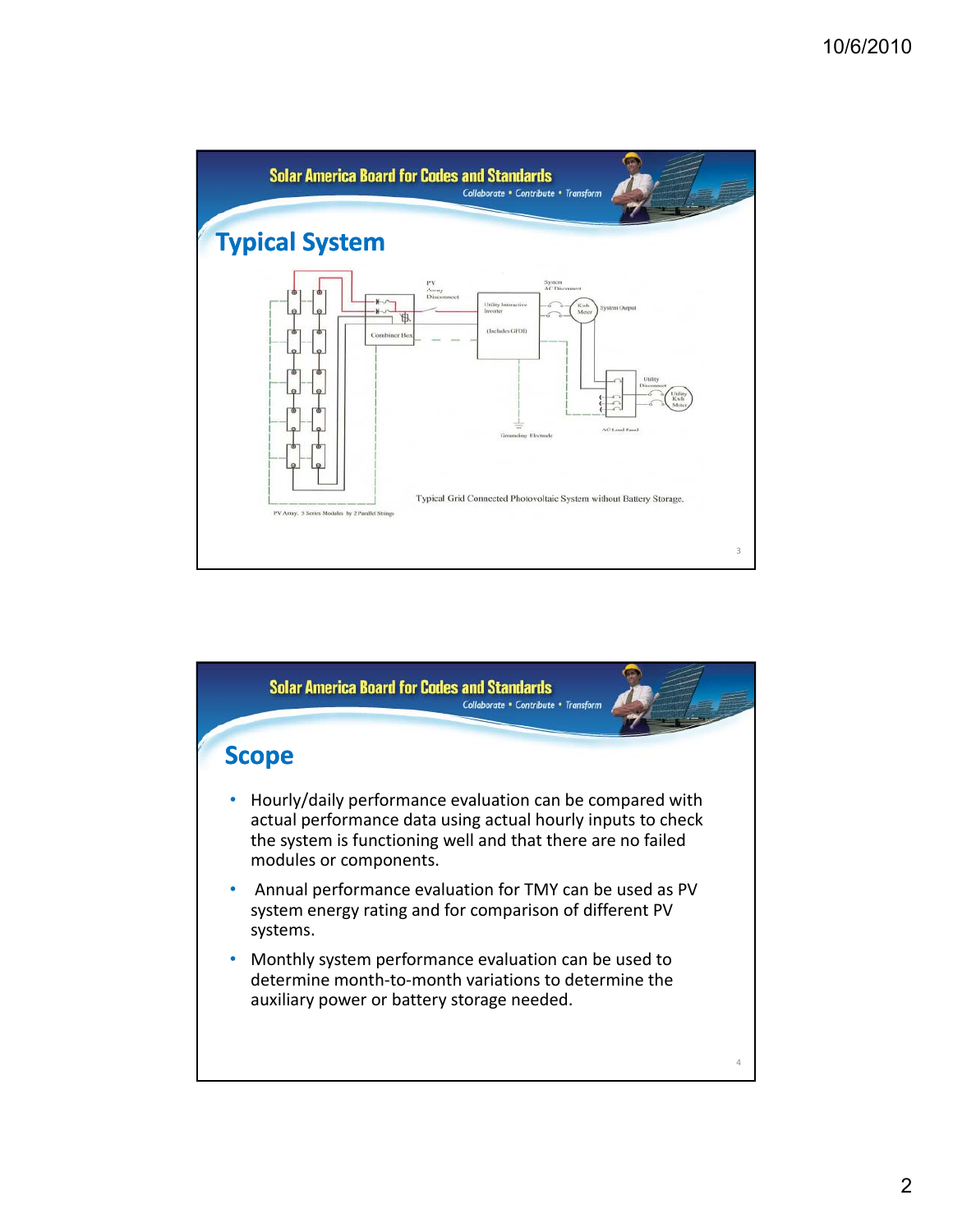## Typical System

Typical Grid Connected Photovoltaic System without Battery Storage.

PV Array, 5 Series Modules by 2 Parallel Strings

## Scope

- Hourly/daily performance evaluation can be compared with actual performance data using actual hourly inputs to check the system is functioning well and that there are no failed modules or components.
- Annual performance evaluation for TMY can be used as PV system energy rating and for comparison of different PV systems.
- Monthly system performance evaluation can be used to determine month-to-month variations to determine the auxiliary power or battery storage needed.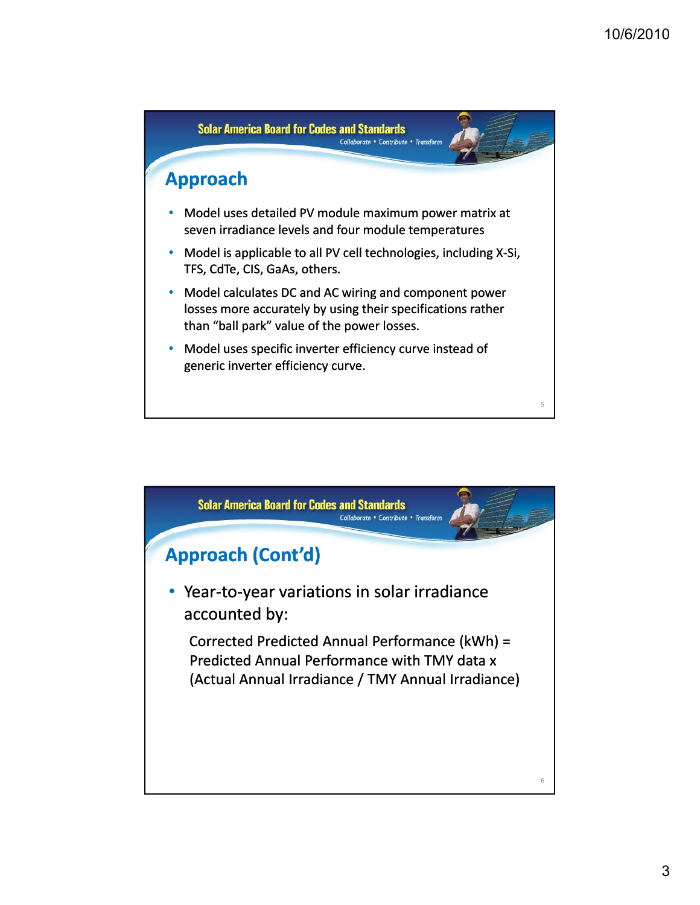## Approach

- Model uses detailed PV module maximum power matrix at seven irradiance levels and four module temperatures
- Model is applicable to all PV cell technologies, including X-Si, TFS, CdTe, CIS, GaAs, others.
- Model calculates DC and AC wiring and component power losses more accurately by using their specifications rather than "ball park" value of the power losses.
- Model uses specific inverter efficiency curve instead of generic inverter efficiency curve.

## Approach (Cont'd)

- Year-to-year variations in solar irradiance accounted by:

  Corrected Predicted Annual Performance (kWh) = Predicted Annual Performance with TMY data x (Actual Annual Irradiance / TMY Annual Irradiance)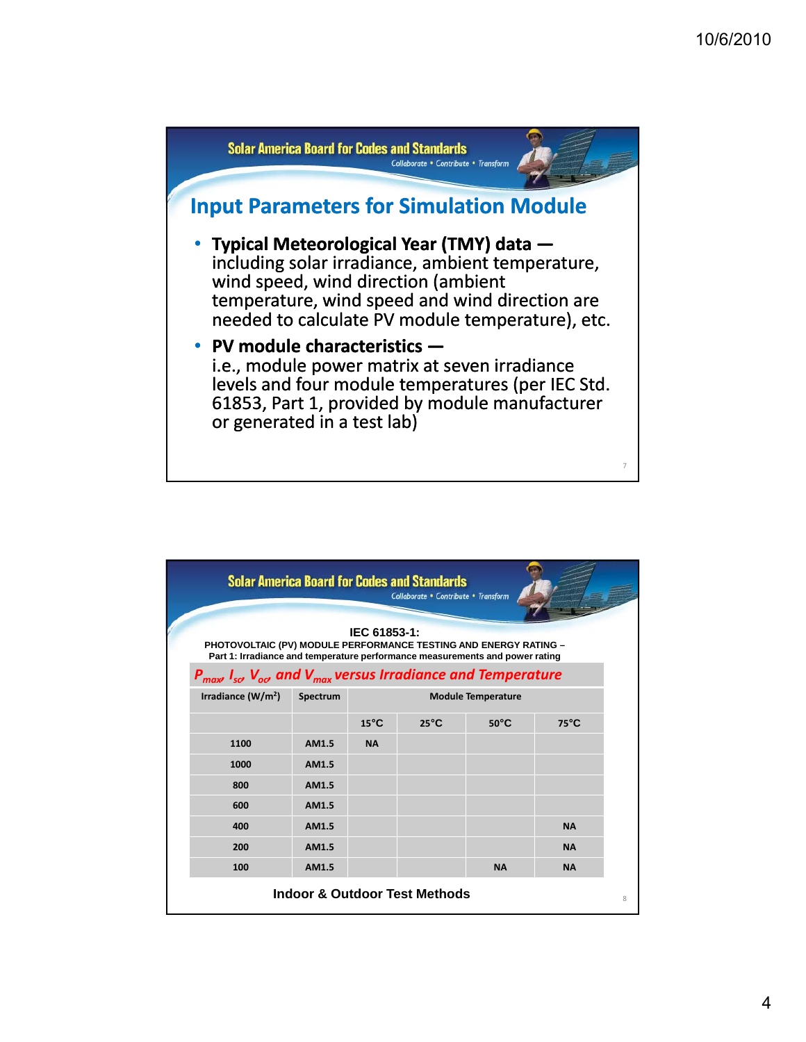Solar America Board for Codes and Standards

*Collaborate • Contribute • Transform*

## Input Parameters for Simulation Module

- **Typical Meteorological Year (TMY) data —** including solar irradiance, ambient temperature, wind speed, wind direction (ambient temperature, wind speed and wind direction are needed to calculate PV module temperature), etc.
- **PV module characteristics —** i.e., module power matrix at seven irradiance levels and four module temperatures (per IEC Std. 61853, Part 1, provided by module manufacturer or generated in a test lab)

Solar America Board for Codes and Standards

*Collaborate • Contribute • Transform*

**IEC 61853-1:**

**PHOTOVOLTAIC (PV) MODULE PERFORMANCE TESTING AND ENERGY RATING – Part 1: Irradiance and temperature performance measurements and power rating**

***$P_{max}$, $I_{sc}$, $V_{oc}$ and $V_{max}$ versus Irradiance and Temperature***

| Irradiance (W/m²) | Spectrum | Module Temperature | | | |
|---|---|---|---|---|---|
| | | 15°C | 25°C | 50°C | 75°C |
| 1100 | AM1.5 | NA | | | |
| 1000 | AM1.5 | | | | |
| 800 | AM1.5 | | | | |
| 600 | AM1.5 | | | | |
| 400 | AM1.5 | | | | NA |
| 200 | AM1.5 | | | | NA |
| 100 | AM1.5 | | | NA | NA |

**Indoor & Outdoor Test Methods**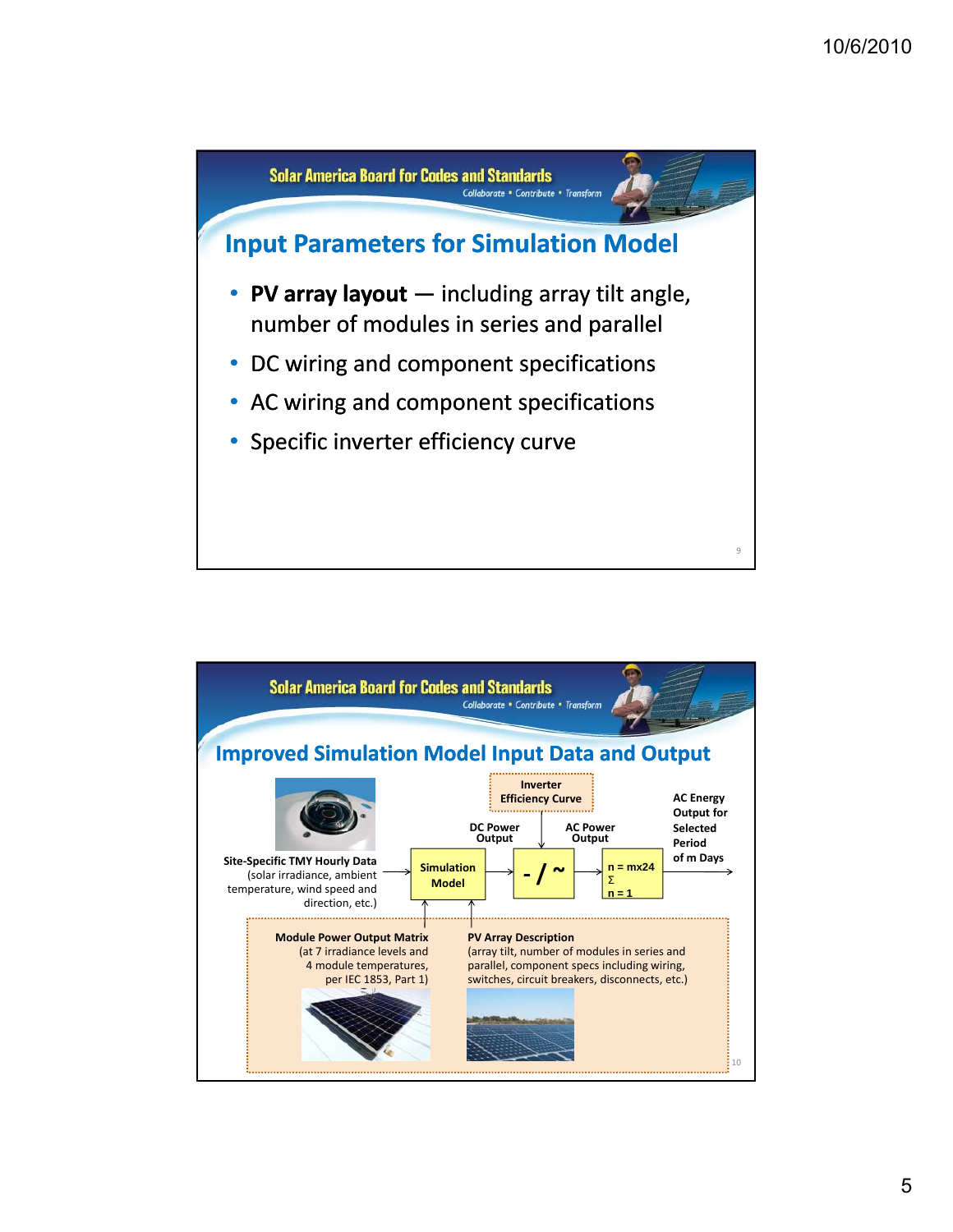## Input Parameters for Simulation Model

- **PV array layout** — including array tilt angle, number of modules in series and parallel
- DC wiring and component specifications
- AC wiring and component specifications
- Specific inverter efficiency curve

## Improved Simulation Model Input Data and Output

Site-Specific TMY Hourly Data (solar irradiance, ambient temperature, wind speed and direction, etc.)

Simulation Model

DC Power Output

Inverter Efficiency Curve

- / ~

AC Power Output

n = mx24
Σ
n = 1

AC Energy Output for Selected Period of m Days

**Module Power Output Matrix** (at 7 irradiance levels and 4 module temperatures, per IEC 1853, Part 1)

**PV Array Description** (array tilt, number of modules in series and parallel, component specs including wiring, switches, circuit breakers, disconnects, etc.)